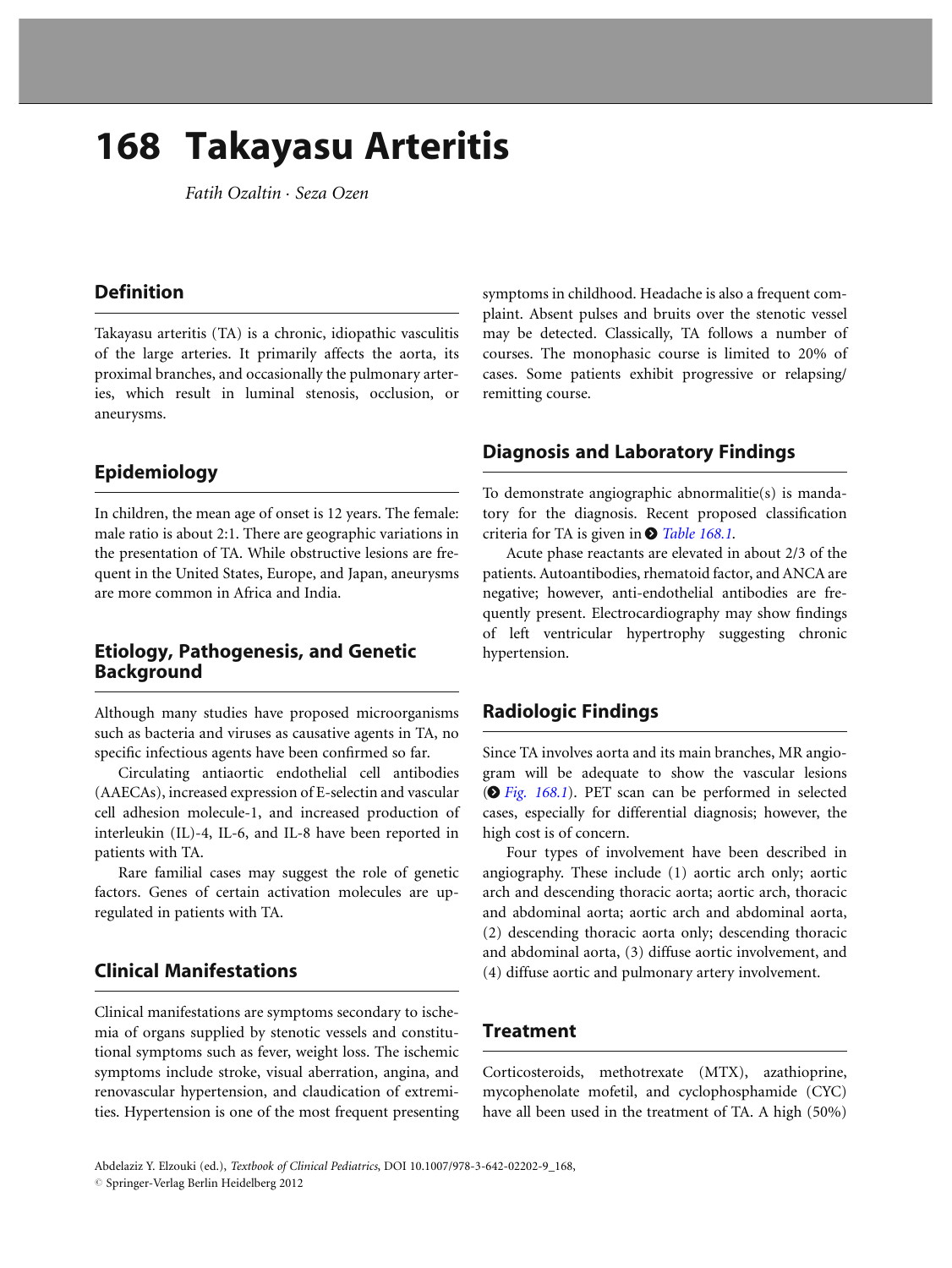# 168 Takayasu Arteritis

*Fatih Ozaltin · Seza Ozen*

## Definition

Takayasu arteritis (TA) is a chronic, idiopathic vasculitis of the large arteries. It primarily affects the aorta, its proximal branches, and occasionally the pulmonary arteries, which result in luminal stenosis, occlusion, or aneurysms.

## Epidemiology

In children, the mean age of onset is 12 years. The female: male ratio is about 2:1. There are geographic variations in the presentation of TA. While obstructive lesions are frequent in the United States, Europe, and Japan, aneurysms are more common in Africa and India.

## Etiology, Pathogenesis, and Genetic Background

Although many studies have proposed microorganisms such as bacteria and viruses as causative agents in TA, no specific infectious agents have been confirmed so far.

Circulating antiaortic endothelial cell antibodies (AAECAs), increased expression of E-selectin and vascular cell adhesion molecule-1, and increased production of interleukin (IL)-4, IL-6, and IL-8 have been reported in patients with TA.

Rare familial cases may suggest the role of genetic factors. Genes of certain activation molecules are upregulated in patients with TA.

## Clinical Manifestations

Clinical manifestations are symptoms secondary to ischemia of organs supplied by stenotic vessels and constitutional symptoms such as fever, weight loss. The ischemic symptoms include stroke, visual aberration, angina, and renovascular hypertension, and claudication of extremities. Hypertension is one of the most frequent presenting symptoms in childhood. Headache is also a frequent complaint. Absent pulses and bruits over the stenotic vessel may be detected. Classically, TA follows a number of courses. The monophasic course is limited to 20% of cases. Some patients exhibit progressive or relapsing/remitting course.

## Diagnosis and Laboratory Findings

To demonstrate angiographic abnormalitie(s) is mandatory for the diagnosis. Recent proposed classification criteria for TA is given in *Table 168.1*.

Acute phase reactants are elevated in about 2/3 of the patients. Autoantibodies, rhematoid factor, and ANCA are negative; however, anti-endothelial antibodies are frequently present. Electrocardiography may show findings of left ventricular hypertrophy suggesting chronic hypertension.

## Radiologic Findings

Since TA involves aorta and its main branches, MR angiogram will be adequate to show the vascular lesions (*Fig. 168.1*). PET scan can be performed in selected cases, especially for differential diagnosis; however, the high cost is of concern.

Four types of involvement have been described in angiography. These include (1) aortic arch only; aortic arch and descending thoracic aorta; aortic arch, thoracic and abdominal aorta; aortic arch and abdominal aorta, (2) descending thoracic aorta only; descending thoracic and abdominal aorta, (3) diffuse aortic involvement, and (4) diffuse aortic and pulmonary artery involvement.

## Treatment

Corticosteroids, methotrexate (MTX), azathioprine, mycophenolate mofetil, and cyclophosphamide (CYC) have all been used in the treatment of TA. A high (50%)

Abdelaziz Y. Elzouki (ed.), *Textbook of Clinical Pediatrics*, DOI 10.1007/978-3-642-02202-9_168,
© Springer-Verlag Berlin Heidelberg 2012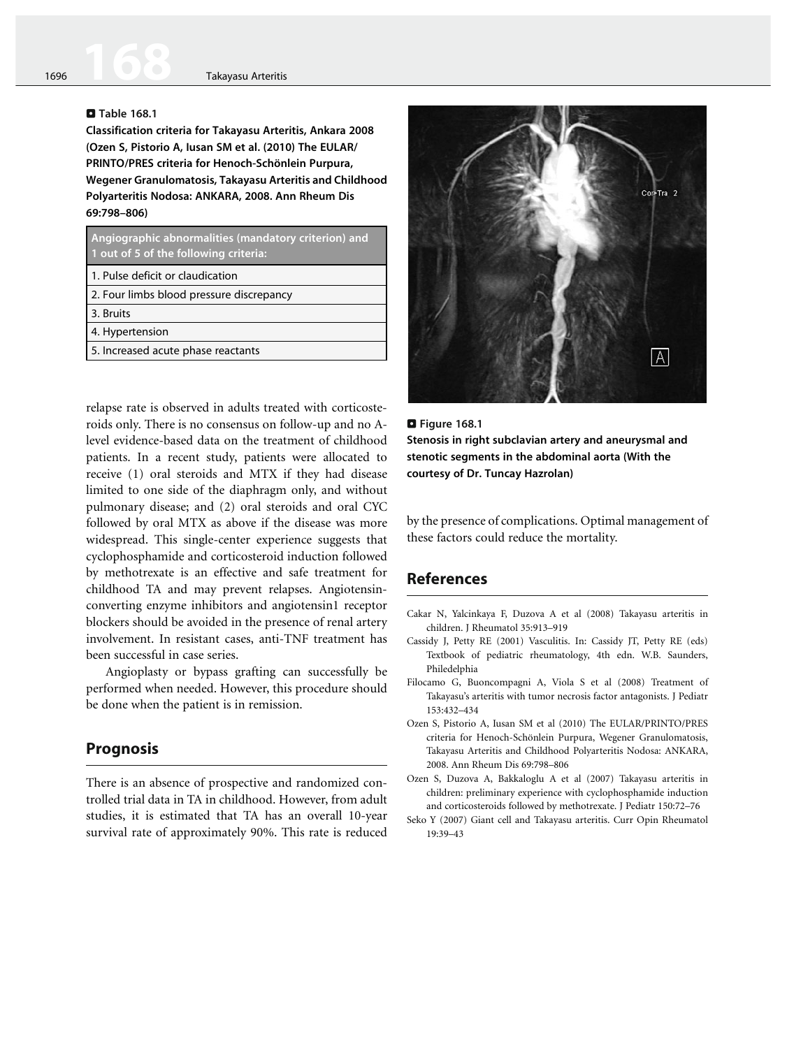**Table 168.1**

**Classification criteria for Takayasu Arteritis, Ankara 2008 (Ozen S, Pistorio A, Iusan SM et al. (2010) The EULAR/PRINTO/PRES criteria for Henoch-Schönlein Purpura, Wegener Granulomatosis, Takayasu Arteritis and Childhood Polyarteritis Nodosa: ANKARA, 2008. Ann Rheum Dis 69:798–806)**

| Angiographic abnormalities (mandatory criterion) and 1 out of 5 of the following criteria: |
|---|
| 1. Pulse deficit or claudication |
| 2. Four limbs blood pressure discrepancy |
| 3. Bruits |
| 4. Hypertension |
| 5. Increased acute phase reactants |

relapse rate is observed in adults treated with corticosteroids only. There is no consensus on follow-up and no A-level evidence-based data on the treatment of childhood patients. In a recent study, patients were allocated to receive (1) oral steroids and MTX if they had disease limited to one side of the diaphragm only, and without pulmonary disease; and (2) oral steroids and oral CYC followed by oral MTX as above if the disease was more widespread. This single-center experience suggests that cyclophosphamide and corticosteroid induction followed by methotrexate is an effective and safe treatment for childhood TA and may prevent relapses. Angiotensin-converting enzyme inhibitors and angiotensin1 receptor blockers should be avoided in the presence of renal artery involvement. In resistant cases, anti-TNF treatment has been successful in case series.

Angioplasty or bypass grafting can successfully be performed when needed. However, this procedure should be done when the patient is in remission.

## Prognosis

There is an absence of prospective and randomized controlled trial data in TA in childhood. However, from adult studies, it is estimated that TA has an overall 10-year survival rate of approximately 90%. This rate is reduced by the presence of complications. Optimal management of these factors could reduce the mortality.

**Figure 168.1**

**Stenosis in right subclavian artery and aneurysmal and stenotic segments in the abdominal aorta (With the courtesy of Dr. Tuncay Hazrolan)**

## References

Cakar N, Yalcinkaya F, Duzova A et al (2008) Takayasu arteritis in children. J Rheumatol 35:913–919

Cassidy J, Petty RE (2001) Vasculitis. In: Cassidy JT, Petty RE (eds) Textbook of pediatric rheumatology, 4th edn. W.B. Saunders, Philedelphia

Filocamo G, Buoncompagni A, Viola S et al (2008) Treatment of Takayasu's arteritis with tumor necrosis factor antagonists. J Pediatr 153:432–434

Ozen S, Pistorio A, Iusan SM et al (2010) The EULAR/PRINTO/PRES criteria for Henoch-Schönlein Purpura, Wegener Granulomatosis, Takayasu Arteritis and Childhood Polyarteritis Nodosa: ANKARA, 2008. Ann Rheum Dis 69:798–806

Ozen S, Duzova A, Bakkaloglu A et al (2007) Takayasu arteritis in children: preliminary experience with cyclophosphamide induction and corticosteroids followed by methotrexate. J Pediatr 150:72–76

Seko Y (2007) Giant cell and Takayasu arteritis. Curr Opin Rheumatol 19:39–43